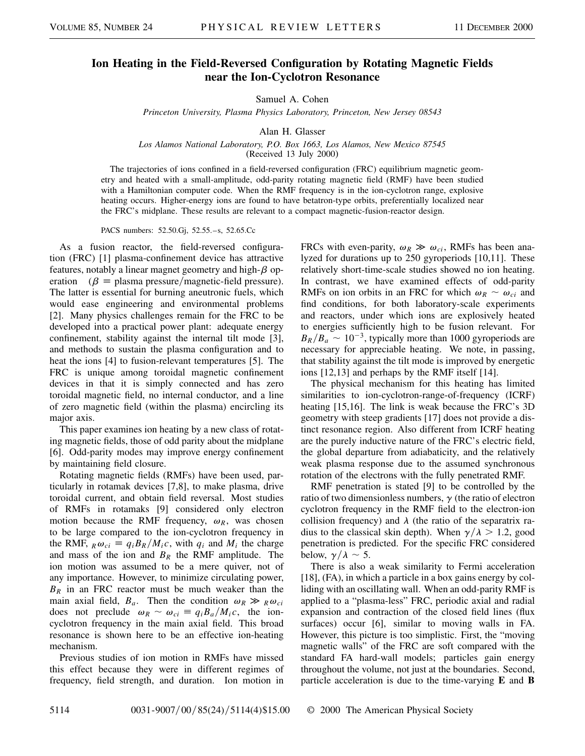# Ion Heating in the Field-Reversed Configuration by Rotating Magnetic Fields near the Ion-Cyclotron Resonance

Samuel A. Cohen

*Princeton University, Plasma Physics Laboratory, Princeton, New Jersey 08543*

Alan H. Glasser

*Los Alamos National Laboratory, P.O. Box 1663, Los Alamos, New Mexico 87545*

(Received 13 July 2000)

The trajectories of ions confined in a field-reversed configuration (FRC) equilibrium magnetic geometry and heated with a small-amplitude, odd-parity rotating magnetic field (RMF) have been studied with a Hamiltonian computer code. When the RMF frequency is in the ion-cyclotron range, explosive heating occurs. Higher-energy ions are found to have betatron-type orbits, preferentially localized near the FRC's midplane. These results are relevant to a compact magnetic-fusion-reactor design.

PACS numbers: 52.50.Gj, 52.55.–s, 52.65.Cc

As a fusion reactor, the field-reversed configuration (FRC) [1] plasma-confinement device has attractive features, notably a linear magnet geometry and high-$\beta$ operation ($\beta \equiv$ plasma pressure/magnetic-field pressure). The latter is essential for burning aneutronic fuels, which would ease engineering and environmental problems [2]. Many physics challenges remain for the FRC to be developed into a practical power plant: adequate energy confinement, stability against the internal tilt mode [3], and methods to sustain the plasma configuration and to heat the ions [4] to fusion-relevant temperatures [5]. The FRC is unique among toroidal magnetic confinement devices in that it is simply connected and has zero toroidal magnetic field, no internal conductor, and a line of zero magnetic field (within the plasma) encircling its major axis.

This paper examines ion heating by a new class of rotating magnetic fields, those of odd parity about the midplane [6]. Odd-parity modes may improve energy confinement by maintaining field closure.

Rotating magnetic fields (RMFs) have been used, particularly in rotamak devices [7,8], to make plasma, drive toroidal current, and obtain field reversal. Most studies of RMFs in rotamaks [9] considered only electron motion because the RMF frequency, $\omega_R$, was chosen to be large compared to the ion-cyclotron frequency in the RMF, ${}_R\omega_{ci} \equiv q_i B_R / M_i c$, with $q_i$ and $M_i$ the charge and mass of the ion and $B_R$ the RMF amplitude. The ion motion was assumed to be a mere quiver, not of any importance. However, to minimize circulating power, $B_R$ in an FRC reactor must be much weaker than the main axial field, $B_a$. Then the condition $\omega_R \gg {}_R\omega_{ci}$ does not preclude $\omega_R \sim \omega_{ci} \equiv q_i B_a / M_i c$, the ion-cyclotron frequency in the main axial field. This broad resonance is shown here to be an effective ion-heating mechanism.

Previous studies of ion motion in RMFs have missed this effect because they were in different regimes of frequency, field strength, and duration. Ion motion in FRCs with even-parity, $\omega_R \gg \omega_{ci}$, RMFs has been analyzed for durations up to 250 gyroperiods [10,11]. These relatively short-time-scale studies showed no ion heating. In contrast, we have examined effects of odd-parity RMFs on ion orbits in an FRC for which $\omega_R \sim \omega_{ci}$ and find conditions, for both laboratory-scale experiments and reactors, under which ions are explosively heated to energies sufficiently high to be fusion relevant. For $B_R/B_a \sim 10^{-3}$, typically more than 1000 gyroperiods are necessary for appreciable heating. We note, in passing, that stability against the tilt mode is improved by energetic ions [12,13] and perhaps by the RMF itself [14].

The physical mechanism for this heating has limited similarities to ion-cyclotron-range-of-frequency (ICRF) heating [15,16]. The link is weak because the FRC's 3D geometry with steep gradients [17] does not provide a distinct resonance region. Also different from ICRF heating are the purely inductive nature of the FRC's electric field, the global departure from adiabaticity, and the relatively weak plasma response due to the assumed synchronous rotation of the electrons with the fully penetrated RMF.

RMF penetration is stated [9] to be controlled by the ratio of two dimensionless numbers, $\gamma$ (the ratio of electron cyclotron frequency in the RMF field to the electron-ion collision frequency) and $\lambda$ (the ratio of the separatrix radius to the classical skin depth). When $\gamma/\lambda > 1.2$, good penetration is predicted. For the specific FRC considered below, $\gamma/\lambda \sim 5$.

There is also a weak similarity to Fermi acceleration [18], (FA), in which a particle in a box gains energy by colliding with an oscillating wall. When an odd-parity RMF is applied to a "plasma-less" FRC, periodic axial and radial expansion and contraction of the closed field lines (flux surfaces) occur [6], similar to moving walls in FA. However, this picture is too simplistic. First, the "moving magnetic walls" of the FRC are soft compared with the standard FA hard-wall models; particles gain energy throughout the volume, not just at the boundaries. Second, particle acceleration is due to the time-varying **E** and **B**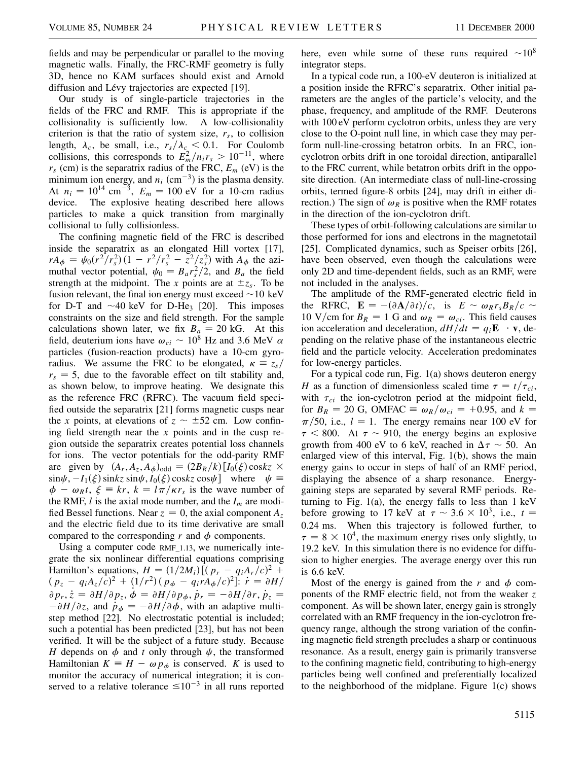fields and may be perpendicular or parallel to the moving magnetic walls. Finally, the FRC-RMF geometry is fully 3D, hence no KAM surfaces should exist and Arnold diffusion and Lévy trajectories are expected [19].

Our study is of single-particle trajectories in the fields of the FRC and RMF. This is appropriate if the collisionality is sufficiently low. A low-collisionality criterion is that the ratio of system size, $r_s$, to collision length, $\lambda_c$, be small, i.e., $r_s/\lambda_c < 0.1$. For Coulomb collisions, this corresponds to $E_m^2/n_i r_s > 10^{-11}$, where $r_s$ (cm) is the separatrix radius of the FRC, $E_m$ (eV) is the minimum ion energy, and $n_i$ (cm$^{-3}$) is the plasma density. At $n_i = 10^{14}$ cm$^{-3}$, $E_m = 100$ eV for a 10-cm radius device. The explosive heating described here allows particles to make a quick transition from marginally collisional to fully collisionless.

The confining magnetic field of the FRC is described inside the separatrix as an elongated Hill vortex [17], $rA_\phi = \psi_0(r^2/r_s^2)(1 - r^2/r_s^2 - z^2/z_s^2)$ with $A_\phi$ the azimuthal vector potential, $\psi_0 = B_a r_s^2/2$, and $B_a$ the field strength at the midpoint. The $x$ points are at $\pm z_s$. To be fusion relevant, the final ion energy must exceed $\sim$10 keV for D-T and $\sim$40 keV for D-He$_3$ [20]. This imposes constraints on the size and field strength. For the sample calculations shown later, we fix $B_a = 20$ kG. At this field, deuterium ions have $\omega_{ci} \sim 10^8$ Hz and 3.6 MeV $\alpha$ particles (fusion-reaction products) have a 10-cm gyroradius. We assume the FRC to be elongated, $\kappa \equiv z_s/r_s = 5$, due to the favorable effect on tilt stability and, as shown below, to improve heating. We designate this as the reference FRC (RFRC). The vacuum field specified outside the separatrix [21] forms magnetic cusps near the $x$ points, at elevations of $z \sim \pm 52$ cm. Low confining field strength near the $x$ points and in the cusp region outside the separatrix creates potential loss channels for ions. The vector potentials for the odd-parity RMF are given by $(A_r, A_z, A_\phi)_{\text{odd}} = (2B_R/k)[I_0(\xi)\cos kz \times \sin\psi, -I_1(\xi)\sin kz \sin\psi, I_0(\xi)\cos kz \cos\psi]$ where $\psi \equiv \phi - \omega_R t$, $\xi \equiv kr$, $k = l\pi/\kappa r_s$ is the wave number of the RMF, $l$ is the axial mode number, and the $I_m$ are modified Bessel functions. Near $z = 0$, the axial component $A_z$ and the electric field due to its time derivative are small compared to the corresponding $r$ and $\phi$ components.

Using a computer code RMF_1.13, we numerically integrate the six nonlinear differential equations comprising Hamilton's equations, $H = (1/2M_i)[(p_r - q_i A_r/c)^2 + (p_z - q_i A_z/c)^2 + (1/r^2)(p_\phi - q_i r A_\phi/c)^2]$: $\dot{r} = \partial H/\partial p_r$, $\dot{z} = \partial H/\partial p_z$, $\dot{\phi} = \partial H/\partial p_\phi$, $\dot{p}_r = -\partial H/\partial r$, $\dot{p}_z = -\partial H/\partial z$, and $\dot{p}_\phi = -\partial H/\partial \phi$, with an adaptive multistep method [22]. No electrostatic potential is included; such a potential has been predicted [23], but has not been verified. It will be the subject of a future study. Because $H$ depends on $\phi$ and $t$ only through $\psi$, the transformed Hamiltonian $K \equiv H - \omega p_\phi$ is conserved. $K$ is used to monitor the accuracy of numerical integration; it is conserved to a relative tolerance $\leq 10^{-3}$ in all runs reported here, even while some of these runs required $\sim 10^8$ integrator steps.

In a typical code run, a 100-eV deuteron is initialized at a position inside the RFRC's separatrix. Other initial parameters are the angles of the particle's velocity, and the phase, frequency, and amplitude of the RMF. Deuterons with 100 eV perform cyclotron orbits, unless they are very close to the O-point null line, in which case they may perform null-line-crossing betatron orbits. In an FRC, ion-cyclotron orbits drift in one toroidal direction, antiparallel to the FRC current, while betatron orbits drift in the opposite direction. (An intermediate class of null-line-crossing orbits, termed figure-8 orbits [24], may drift in either direction.) The sign of $\omega_R$ is positive when the RMF rotates in the direction of the ion-cyclotron drift.

These types of orbit-following calculations are similar to those performed for ions and electrons in the magnetotail [25]. Complicated dynamics, such as Speiser orbits [26], have been observed, even though the calculations were only 2D and time-dependent fields, such as an RMF, were not included in the analyses.

The amplitude of the RMF-generated electric field in the RFRC, $\mathbf{E} = -(\partial \mathbf{A}/\partial t)/c$, is $E \sim \omega_R r_s B_R/c \sim 10$ V/cm for $B_R = 1$ G and $\omega_R = \omega_{ci}$. This field causes ion acceleration and deceleration, $dH/dt = q_i \mathbf{E} \cdot \mathbf{v}$, depending on the relative phase of the instantaneous electric field and the particle velocity. Acceleration predominates for low-energy particles.

For a typical code run, Fig. 1(a) shows deuteron energy $H$ as a function of dimensionless scaled time $\tau = t/\tau_{ci}$, with $\tau_{ci}$ the ion-cyclotron period at the midpoint field, for $B_R = 20$ G, OMFAC $\equiv \omega_R/\omega_{ci} = +0.95$, and $k = \pi/50$, i.e., $l = 1$. The energy remains near 100 eV for $\tau < 800$. At $\tau \sim 910$, the energy begins an explosive growth from 400 eV to 6 keV, reached in $\Delta\tau \sim 50$. An enlarged view of this interval, Fig. 1(b), shows the main energy gains to occur in steps of half of an RMF period, displaying the absence of a sharp resonance. Energy-gaining steps are separated by several RMF periods. Returning to Fig. 1(a), the energy falls to less than 1 keV before growing to 17 keV at $\tau \sim 3.6 \times 10^3$, i.e., $t = 0.24$ ms. When this trajectory is followed further, to $\tau = 8 \times 10^4$, the maximum energy rises only slightly, to 19.2 keV. In this simulation there is no evidence for diffusion to higher energies. The average energy over this run is 6.6 keV.

Most of the energy is gained from the $r$ and $\phi$ components of the RMF electric field, not from the weaker $z$ component. As will be shown later, energy gain is strongly correlated with an RMF frequency in the ion-cyclotron frequency range, although the strong variation of the confining magnetic field strength precludes a sharp or continuous resonance. As a result, energy gain is primarily transverse to the confining magnetic field, contributing to high-energy particles being well confined and preferentially localized to the neighborhood of the midplane. Figure 1(c) shows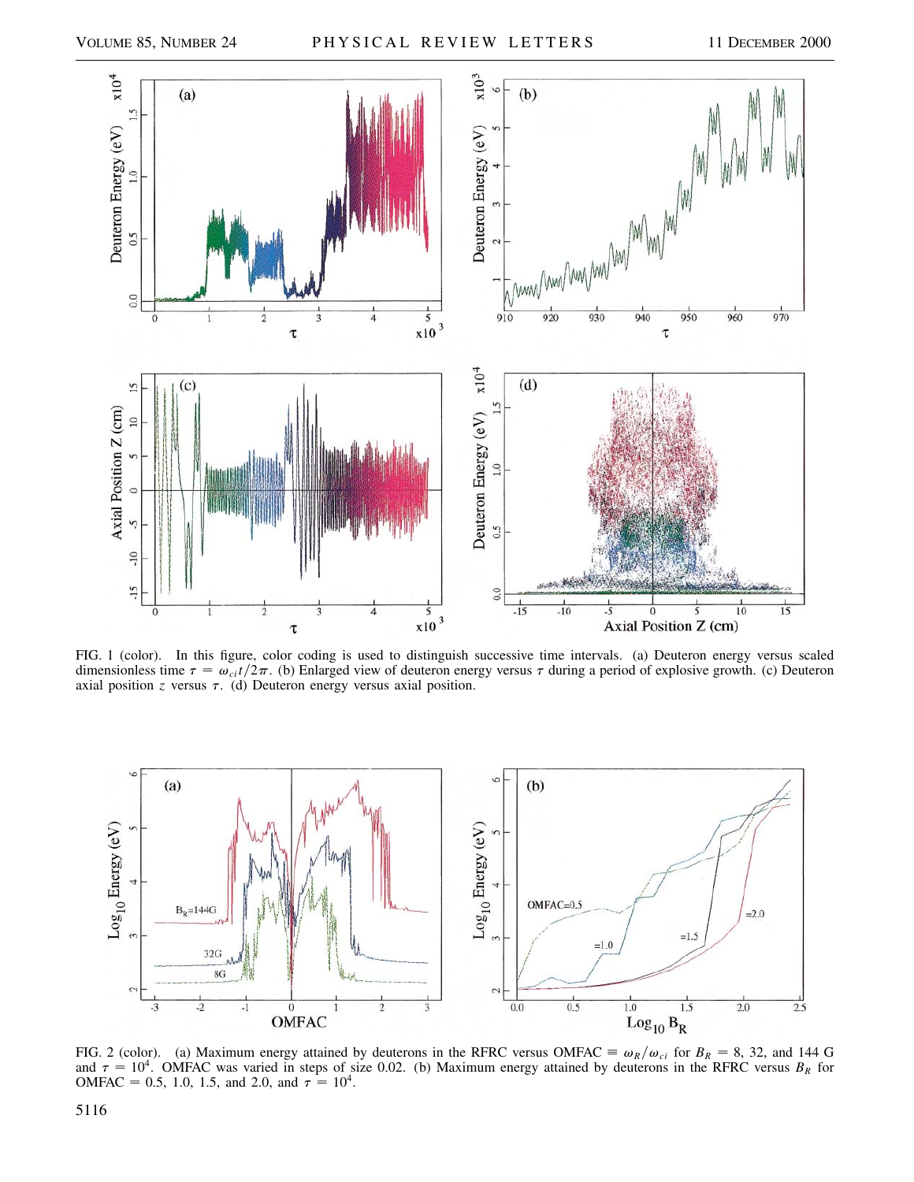FIG. 1 (color). In this figure, color coding is used to distinguish successive time intervals. (a) Deuteron energy versus scaled dimensionless time $\tau = \omega_{ci}t/2\pi$. (b) Enlarged view of deuteron energy versus $\tau$ during a period of explosive growth. (c) Deuteron axial position $z$ versus $\tau$. (d) Deuteron energy versus axial position.

FIG. 2 (color). (a) Maximum energy attained by deuterons in the RFRC versus OMFAC $\equiv \omega_R/\omega_{ci}$ for $B_R = 8$, 32, and 144 G and $\tau = 10^4$. OMFAC was varied in steps of size 0.02. (b) Maximum energy attained by deuterons in the RFRC versus $B_R$ for OMFAC = 0.5, 1.0, 1.5, and 2.0, and $\tau = 10^4$.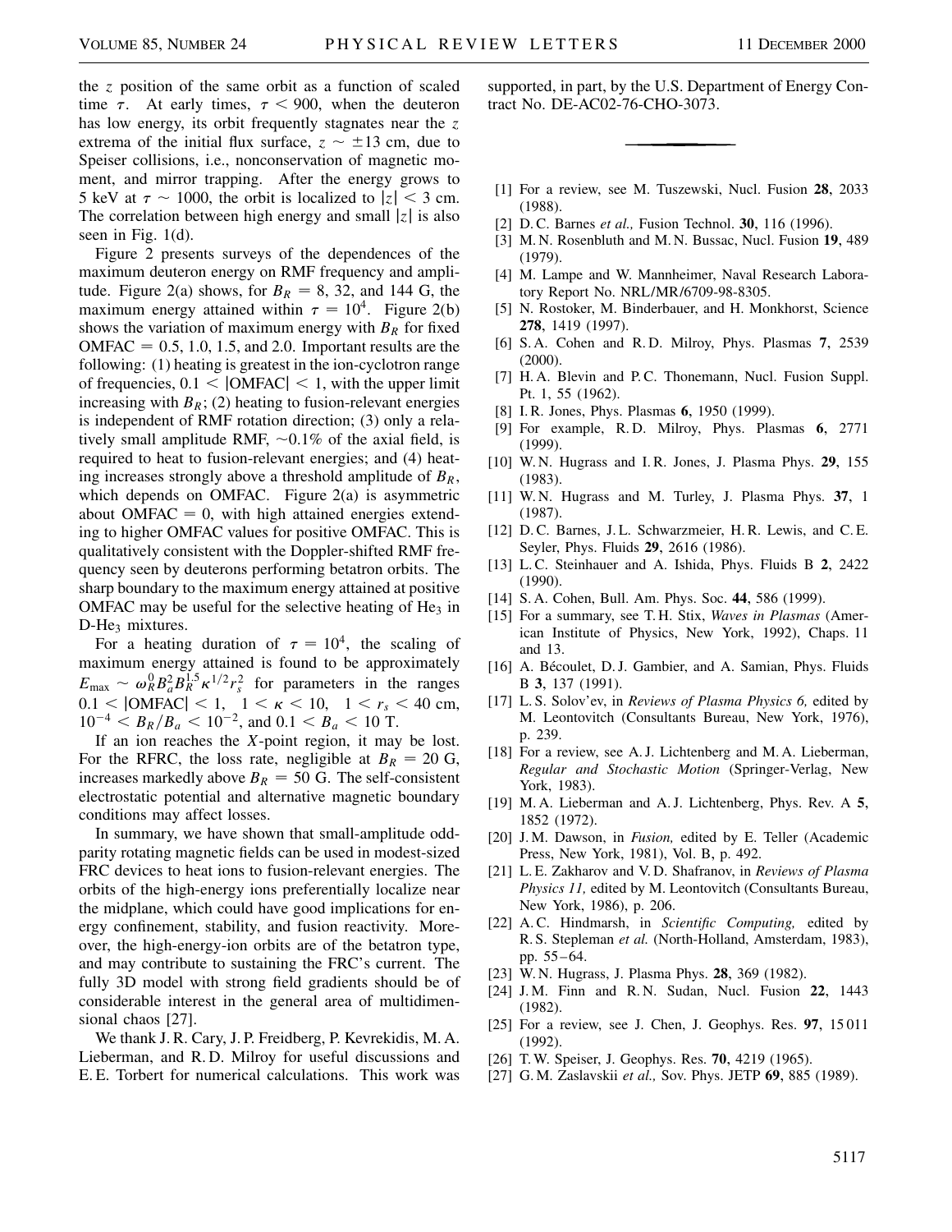the $z$ position of the same orbit as a function of scaled time $\tau$. At early times, $\tau < 900$, when the deuteron has low energy, its orbit frequently stagnates near the $z$ extrema of the initial flux surface, $z \sim \pm 13$ cm, due to Speiser collisions, i.e., nonconservation of magnetic moment, and mirror trapping. After the energy grows to 5 keV at $\tau \sim 1000$, the orbit is localized to $|z| < 3$ cm. The correlation between high energy and small $|z|$ is also seen in Fig. 1(d).

Figure 2 presents surveys of the dependences of the maximum deuteron energy on RMF frequency and amplitude. Figure 2(a) shows, for $B_R = 8$, 32, and 144 G, the maximum energy attained within $\tau = 10^4$. Figure 2(b) shows the variation of maximum energy with $B_R$ for fixed OMFAC $= 0.5$, 1.0, 1.5, and 2.0. Important results are the following: (1) heating is greatest in the ion-cyclotron range of frequencies, $0.1 < |\text{OMFAC}| < 1$, with the upper limit increasing with $B_R$; (2) heating to fusion-relevant energies is independent of RMF rotation direction; (3) only a relatively small amplitude RMF, $\sim 0.1\%$ of the axial field, is required to heat to fusion-relevant energies; and (4) heating increases strongly above a threshold amplitude of $B_R$, which depends on OMFAC. Figure 2(a) is asymmetric about OMFAC $= 0$, with high attained energies extending to higher OMFAC values for positive OMFAC. This is qualitatively consistent with the Doppler-shifted RMF frequency seen by deuterons performing betatron orbits. The sharp boundary to the maximum energy attained at positive OMFAC may be useful for the selective heating of $He_3$ in D-$He_3$ mixtures.

For a heating duration of $\tau = 10^4$, the scaling of maximum energy attained is found to be approximately $E_{\max} \sim \omega_R^0 B_a^2 B_R^{1.5} \kappa^{1/2} r_s^2$ for parameters in the ranges $0.1 < |\text{OMFAC}| < 1$, $1 < \kappa < 10$, $1 < r_s < 40$ cm, $10^{-4} < B_R/B_a < 10^{-2}$, and $0.1 < B_a < 10$ T.

If an ion reaches the $X$-point region, it may be lost. For the RFRC, the loss rate, negligible at $B_R = 20$ G, increases markedly above $B_R = 50$ G. The self-consistent electrostatic potential and alternative magnetic boundary conditions may affect losses.

In summary, we have shown that small-amplitude odd-parity rotating magnetic fields can be used in modest-sized FRC devices to heat ions to fusion-relevant energies. The orbits of the high-energy ions preferentially localize near the midplane, which could have good implications for energy confinement, stability, and fusion reactivity. Moreover, the high-energy-ion orbits are of the betatron type, and may contribute to sustaining the FRC's current. The fully 3D model with strong field gradients should be of considerable interest in the general area of multidimensional chaos [27].

We thank J. R. Cary, J. P. Freidberg, P. Kevrekidis, M. A. Lieberman, and R. D. Milroy for useful discussions and E. E. Torbert for numerical calculations. This work was supported, in part, by the U.S. Department of Energy Contract No. DE-AC02-76-CHO-3073.

---

[1] For a review, see M. Tuszewski, Nucl. Fusion **28**, 2033 (1988).
[2] D. C. Barnes *et al.,* Fusion Technol. **30**, 116 (1996).
[3] M. N. Rosenbluth and M. N. Bussac, Nucl. Fusion **19**, 489 (1979).
[4] M. Lampe and W. Mannheimer, Naval Research Laboratory Report No. NRL/MR/6709-98-8305.
[5] N. Rostoker, M. Binderbauer, and H. Monkhorst, Science **278**, 1419 (1997).
[6] S. A. Cohen and R. D. Milroy, Phys. Plasmas **7**, 2539 (2000).
[7] H. A. Blevin and P. C. Thonemann, Nucl. Fusion Suppl. Pt. 1, 55 (1962).
[8] I. R. Jones, Phys. Plasmas **6**, 1950 (1999).
[9] For example, R. D. Milroy, Phys. Plasmas **6**, 2771 (1999).
[10] W. N. Hugrass and I. R. Jones, J. Plasma Phys. **29**, 155 (1983).
[11] W. N. Hugrass and M. Turley, J. Plasma Phys. **37**, 1 (1987).
[12] D. C. Barnes, J. L. Schwarzmeier, H. R. Lewis, and C. E. Seyler, Phys. Fluids **29**, 2616 (1986).
[13] L. C. Steinhauer and A. Ishida, Phys. Fluids B **2**, 2422 (1990).
[14] S. A. Cohen, Bull. Am. Phys. Soc. **44**, 586 (1999).
[15] For a summary, see T. H. Stix, *Waves in Plasmas* (American Institute of Physics, New York, 1992), Chaps. 11 and 13.
[16] A. Bécoulet, D. J. Gambier, and A. Samian, Phys. Fluids B **3**, 137 (1991).
[17] L. S. Solov'ev, in *Reviews of Plasma Physics 6,* edited by M. Leontovitch (Consultants Bureau, New York, 1976), p. 239.
[18] For a review, see A. J. Lichtenberg and M. A. Lieberman, *Regular and Stochastic Motion* (Springer-Verlag, New York, 1983).
[19] M. A. Lieberman and A. J. Lichtenberg, Phys. Rev. A **5**, 1852 (1972).
[20] J. M. Dawson, in *Fusion,* edited by E. Teller (Academic Press, New York, 1981), Vol. B, p. 492.
[21] L. E. Zakharov and V. D. Shafranov, in *Reviews of Plasma Physics 11,* edited by M. Leontovitch (Consultants Bureau, New York, 1986), p. 206.
[22] A. C. Hindmarsh, in *Scientific Computing,* edited by R. S. Stepleman *et al.* (North-Holland, Amsterdam, 1983), pp. 55–64.
[23] W. N. Hugrass, J. Plasma Phys. **28**, 369 (1982).
[24] J. M. Finn and R. N. Sudan, Nucl. Fusion **22**, 1443 (1982).
[25] For a review, see J. Chen, J. Geophys. Res. **97**, 15 011 (1992).
[26] T. W. Speiser, J. Geophys. Res. **70**, 4219 (1965).
[27] G. M. Zaslavskii *et al.,* Sov. Phys. JETP **69**, 885 (1989).